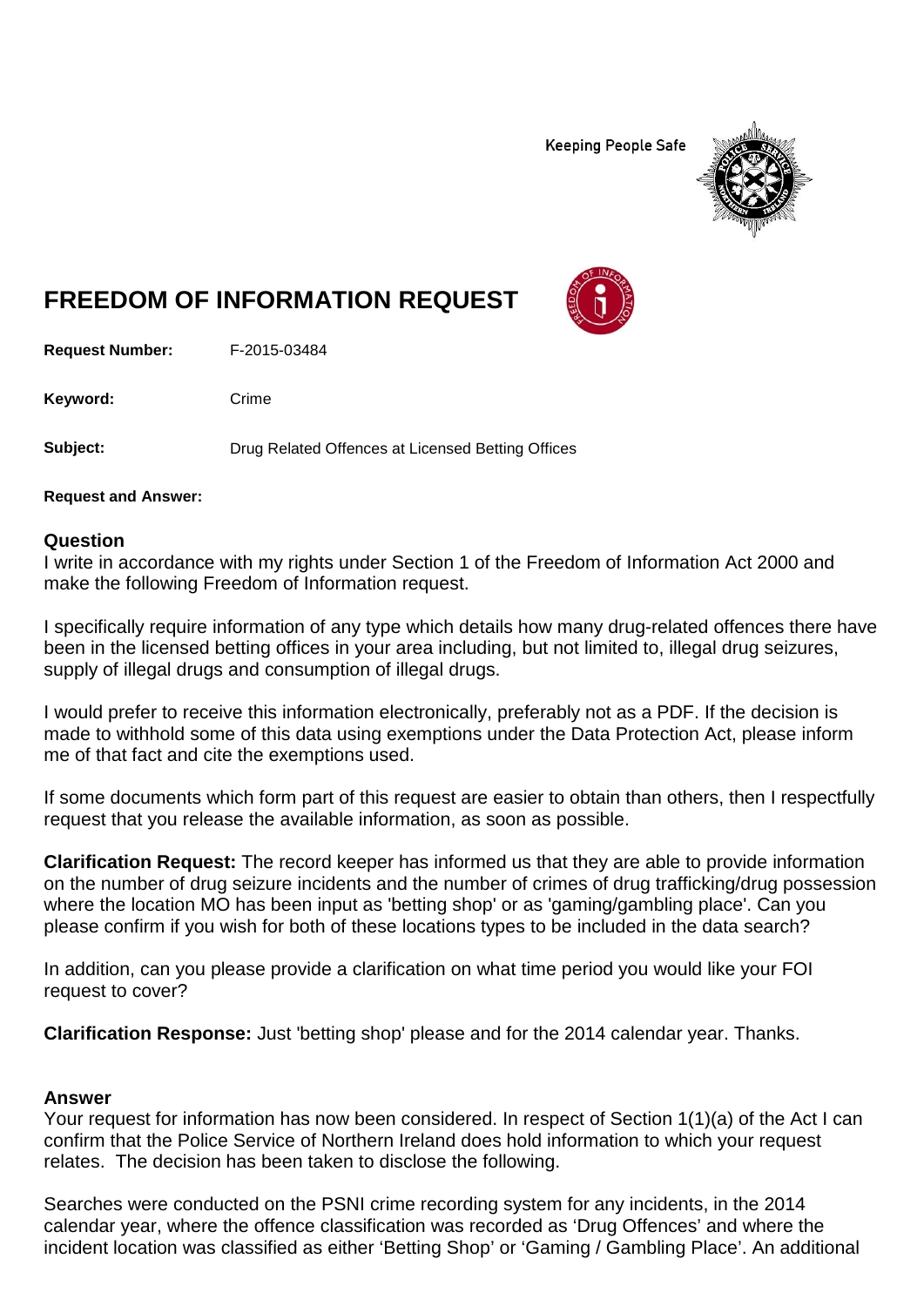Keeping People Safe

# FREEDOM OF INFORMATION REQUEST

**Request Number:** F-2015-03484

**Keyword:** Crime

**Subject:** Drug Related Offences at Licensed Betting Offices

**Request and Answer:**

## Question

I write in accordance with my rights under Section 1 of the Freedom of Information Act 2000 and make the following Freedom of Information request.

I specifically require information of any type which details how many drug-related offences there have been in the licensed betting offices in your area including, but not limited to, illegal drug seizures, supply of illegal drugs and consumption of illegal drugs.

I would prefer to receive this information electronically, preferably not as a PDF. If the decision is made to withhold some of this data using exemptions under the Data Protection Act, please inform me of that fact and cite the exemptions used.

If some documents which form part of this request are easier to obtain than others, then I respectfully request that you release the available information, as soon as possible.

**Clarification Request:** The record keeper has informed us that they are able to provide information on the number of drug seizure incidents and the number of crimes of drug trafficking/drug possession where the location MO has been input as 'betting shop' or as 'gaming/gambling place'. Can you please confirm if you wish for both of these locations types to be included in the data search?

In addition, can you please provide a clarification on what time period you would like your FOI request to cover?

**Clarification Response:** Just 'betting shop' please and for the 2014 calendar year. Thanks.

## Answer

Your request for information has now been considered. In respect of Section 1(1)(a) of the Act I can confirm that the Police Service of Northern Ireland does hold information to which your request relates. The decision has been taken to disclose the following.

Searches were conducted on the PSNI crime recording system for any incidents, in the 2014 calendar year, where the offence classification was recorded as 'Drug Offences' and where the incident location was classified as either 'Betting Shop' or 'Gaming / Gambling Place'. An additional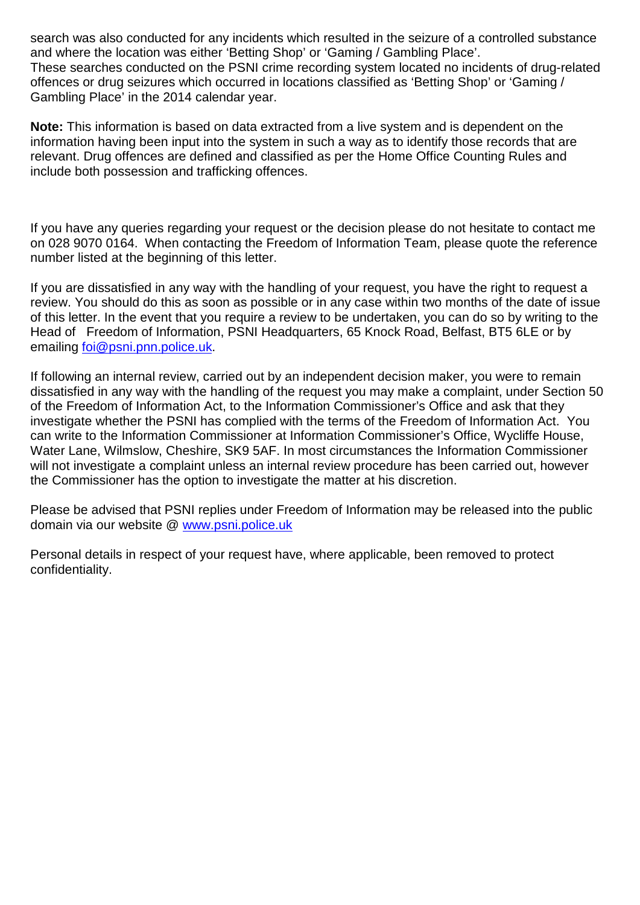search was also conducted for any incidents which resulted in the seizure of a controlled substance and where the location was either 'Betting Shop' or 'Gaming / Gambling Place'.
These searches conducted on the PSNI crime recording system located no incidents of drug-related offences or drug seizures which occurred in locations classified as 'Betting Shop' or 'Gaming / Gambling Place' in the 2014 calendar year.

**Note:** This information is based on data extracted from a live system and is dependent on the information having been input into the system in such a way as to identify those records that are relevant. Drug offences are defined and classified as per the Home Office Counting Rules and include both possession and trafficking offences.

If you have any queries regarding your request or the decision please do not hesitate to contact me on 028 9070 0164. When contacting the Freedom of Information Team, please quote the reference number listed at the beginning of this letter.

If you are dissatisfied in any way with the handling of your request, you have the right to request a review. You should do this as soon as possible or in any case within two months of the date of issue of this letter. In the event that you require a review to be undertaken, you can do so by writing to the Head of Freedom of Information, PSNI Headquarters, 65 Knock Road, Belfast, BT5 6LE or by emailing [foi@psni.pnn.police.uk](mailto:foi@psni.pnn.police.uk).

If following an internal review, carried out by an independent decision maker, you were to remain dissatisfied in any way with the handling of the request you may make a complaint, under Section 50 of the Freedom of Information Act, to the Information Commissioner's Office and ask that they investigate whether the PSNI has complied with the terms of the Freedom of Information Act. You can write to the Information Commissioner at Information Commissioner's Office, Wycliffe House, Water Lane, Wilmslow, Cheshire, SK9 5AF. In most circumstances the Information Commissioner will not investigate a complaint unless an internal review procedure has been carried out, however the Commissioner has the option to investigate the matter at his discretion.

Please be advised that PSNI replies under Freedom of Information may be released into the public domain via our website @ [www.psni.police.uk](http://www.psni.police.uk)

Personal details in respect of your request have, where applicable, been removed to protect confidentiality.